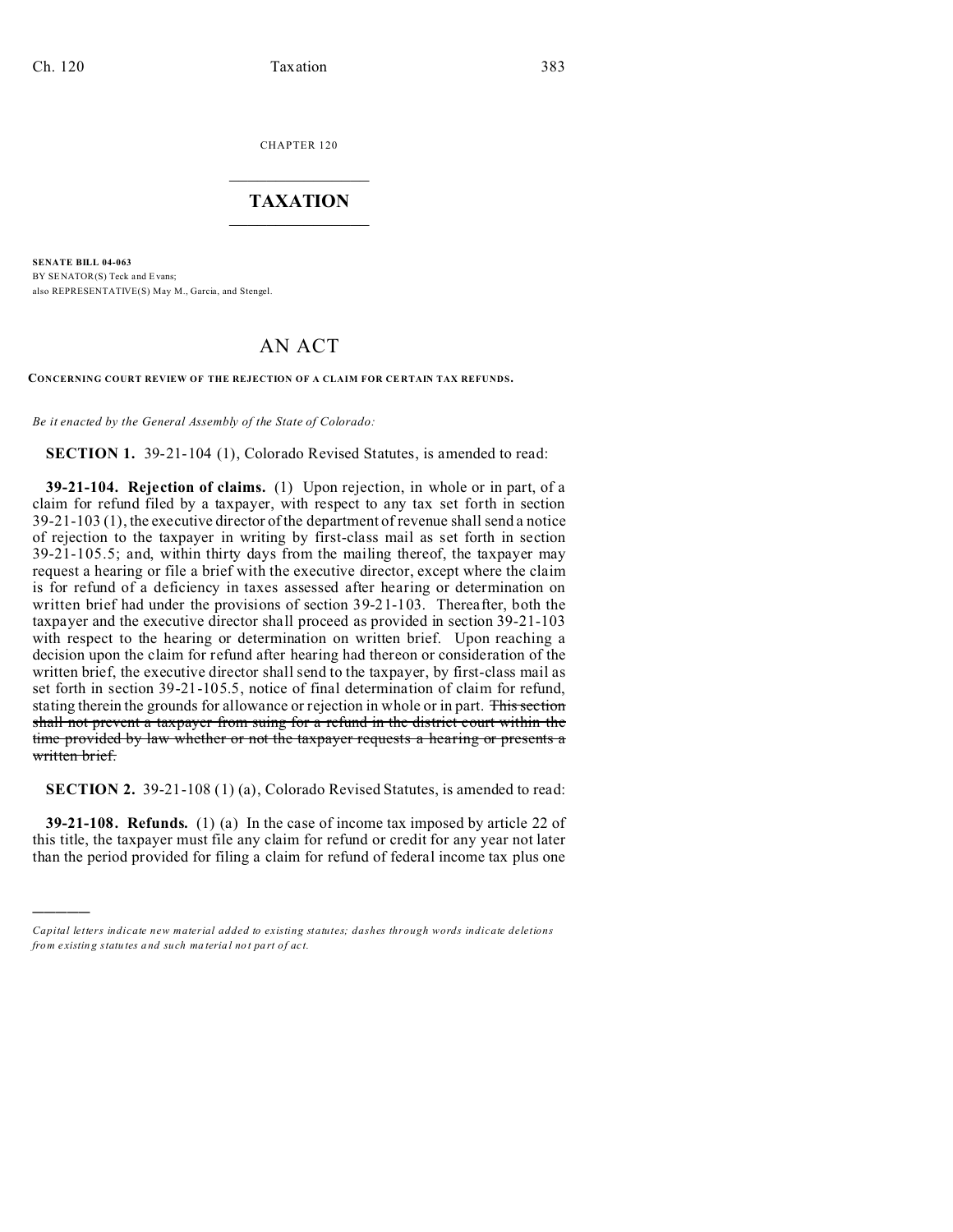CHAPTER 120

# TAXATION

**SENATE BILL 04-063**
BY SENATOR(S) Teck and Evans;
also REPRESENTATIVE(S) May M., Garcia, and Stengel.

# AN ACT

**CONCERNING COURT REVIEW OF THE REJECTION OF A CLAIM FOR CERTAIN TAX REFUNDS.**

*Be it enacted by the General Assembly of the State of Colorado:*

**SECTION 1.** 39-21-104 (1), Colorado Revised Statutes, is amended to read:

**39-21-104. Rejection of claims.** (1) Upon rejection, in whole or in part, of a claim for refund filed by a taxpayer, with respect to any tax set forth in section 39-21-103 (1), the executive director of the department of revenue shall send a notice of rejection to the taxpayer in writing by first-class mail as set forth in section 39-21-105.5; and, within thirty days from the mailing thereof, the taxpayer may request a hearing or file a brief with the executive director, except where the claim is for refund of a deficiency in taxes assessed after hearing or determination on written brief had under the provisions of section 39-21-103. Thereafter, both the taxpayer and the executive director shall proceed as provided in section 39-21-103 with respect to the hearing or determination on written brief. Upon reaching a decision upon the claim for refund after hearing had thereon or consideration of the written brief, the executive director shall send to the taxpayer, by first-class mail as set forth in section 39-21-105.5, notice of final determination of claim for refund, stating therein the grounds for allowance or rejection in whole or in part. ~~This section shall not prevent a taxpayer from suing for a refund in the district court within the time provided by law whether or not the taxpayer requests a hearing or presents a written brief.~~

**SECTION 2.** 39-21-108 (1) (a), Colorado Revised Statutes, is amended to read:

**39-21-108. Refunds.** (1) (a) In the case of income tax imposed by article 22 of this title, the taxpayer must file any claim for refund or credit for any year not later than the period provided for filing a claim for refund of federal income tax plus one

---

*Capital letters indicate new material added to existing statutes; dashes through words indicate deletions from existing statutes and such material not part of act.*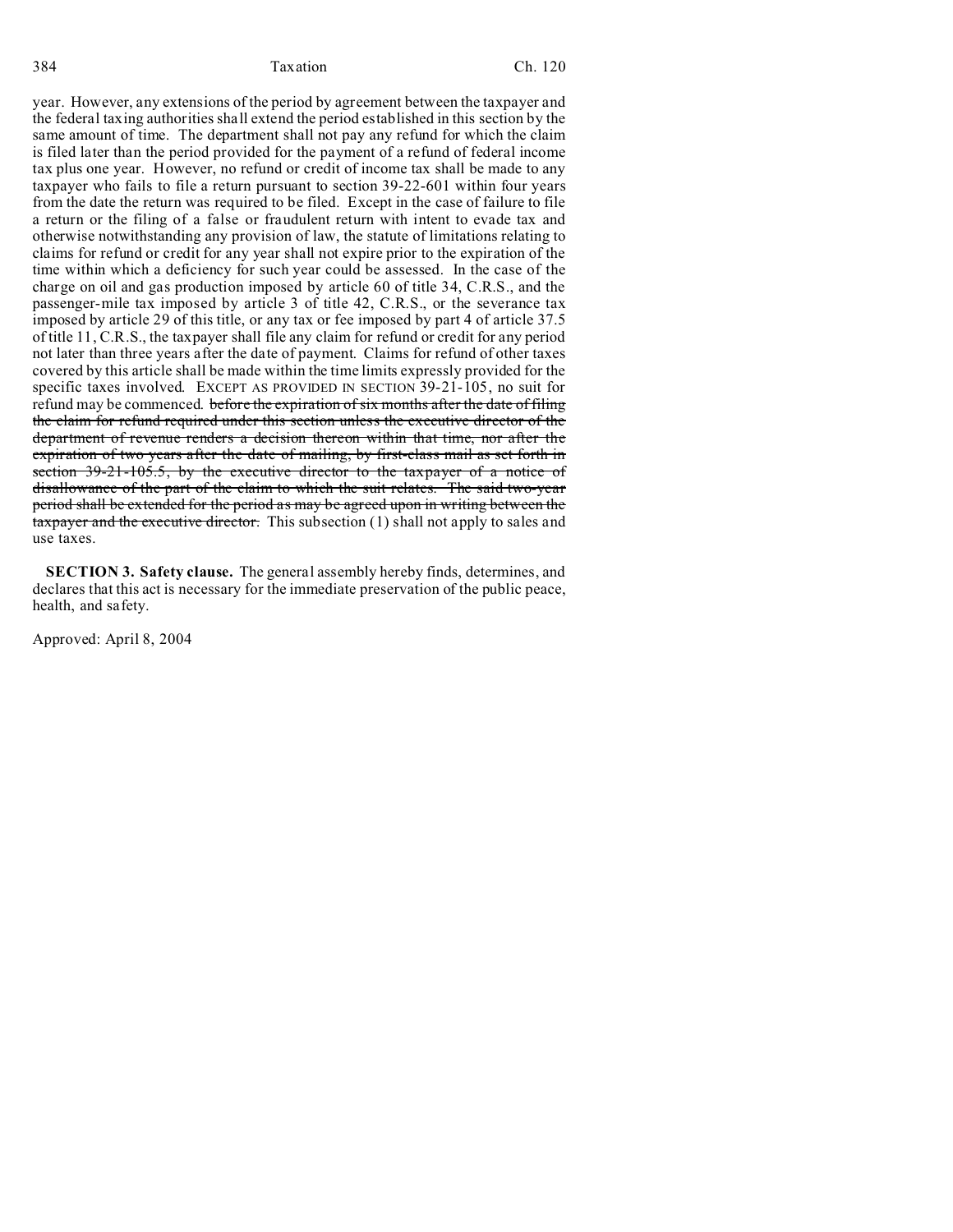year. However, any extensions of the period by agreement between the taxpayer and the federal taxing authorities shall extend the period established in this section by the same amount of time. The department shall not pay any refund for which the claim is filed later than the period provided for the payment of a refund of federal income tax plus one year. However, no refund or credit of income tax shall be made to any taxpayer who fails to file a return pursuant to section 39-22-601 within four years from the date the return was required to be filed. Except in the case of failure to file a return or the filing of a false or fraudulent return with intent to evade tax and otherwise notwithstanding any provision of law, the statute of limitations relating to claims for refund or credit for any year shall not expire prior to the expiration of the time within which a deficiency for such year could be assessed. In the case of the charge on oil and gas production imposed by article 60 of title 34, C.R.S., and the passenger-mile tax imposed by article 3 of title 42, C.R.S., or the severance tax imposed by article 29 of this title, or any tax or fee imposed by part 4 of article 37.5 of title 11, C.R.S., the taxpayer shall file any claim for refund or credit for any period not later than three years after the date of payment. Claims for refund of other taxes covered by this article shall be made within the time limits expressly provided for the specific taxes involved. EXCEPT AS PROVIDED IN SECTION 39-21-105, no suit for refund may be commenced. ~~before the expiration of six months after the date of filing the claim for refund required under this section unless the executive director of the department of revenue renders a decision thereon within that time, nor after the expiration of two years after the date of mailing, by first-class mail as set forth in section 39-21-105.5, by the executive director to the taxpayer of a notice of disallowance of the part of the claim to which the suit relates. The said two-year period shall be extended for the period as may be agreed upon in writing between the taxpayer and the executive director.~~ This subsection (1) shall not apply to sales and use taxes.

**SECTION 3. Safety clause.** The general assembly hereby finds, determines, and declares that this act is necessary for the immediate preservation of the public peace, health, and safety.

Approved: April 8, 2004